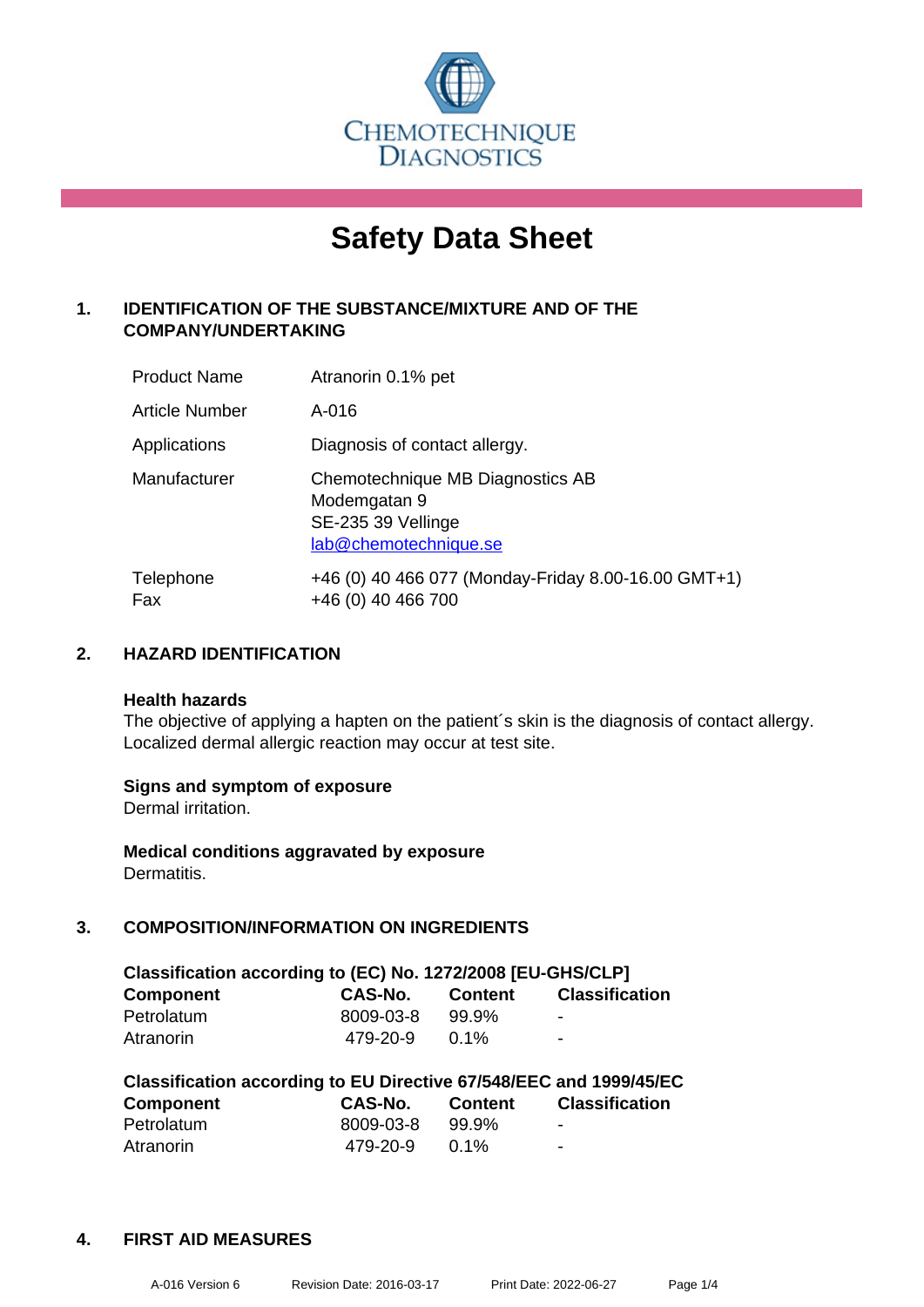CHEMOTECHNIQUE DIAGNOSTICS

# Safety Data Sheet

## 1. IDENTIFICATION OF THE SUBSTANCE/MIXTURE AND OF THE COMPANY/UNDERTAKING

| | |
|---|---|
| Product Name | Atranorin 0.1% pet |
| Article Number | A-016 |
| Applications | Diagnosis of contact allergy. |
| Manufacturer | Chemotechnique MB Diagnostics AB<br>Modemgatan 9<br>SE-235 39 Vellinge<br>lab@chemotechnique.se |
| Telephone<br>Fax | +46 (0) 40 466 077 (Monday-Friday 8.00-16.00 GMT+1)<br>+46 (0) 40 466 700 |

## 2. HAZARD IDENTIFICATION

**Health hazards**
The objective of applying a hapten on the patient´s skin is the diagnosis of contact allergy. Localized dermal allergic reaction may occur at test site.

**Signs and symptom of exposure**
Dermal irritation.

**Medical conditions aggravated by exposure**
Dermatitis.

## 3. COMPOSITION/INFORMATION ON INGREDIENTS

**Classification according to (EC) No. 1272/2008 [EU-GHS/CLP]**

| Component | CAS-No. | Content | Classification |
|---|---|---|---|
| Petrolatum | 8009-03-8 | 99.9% | - |
| Atranorin | 479-20-9 | 0.1% | - |

**Classification according to EU Directive 67/548/EEC and 1999/45/EC**

| Component | CAS-No. | Content | Classification |
|---|---|---|---|
| Petrolatum | 8009-03-8 | 99.9% | - |
| Atranorin | 479-20-9 | 0.1% | - |

## 4. FIRST AID MEASURES

A-016 Version 6 Revision Date: 2016-03-17 Print Date: 2022-06-27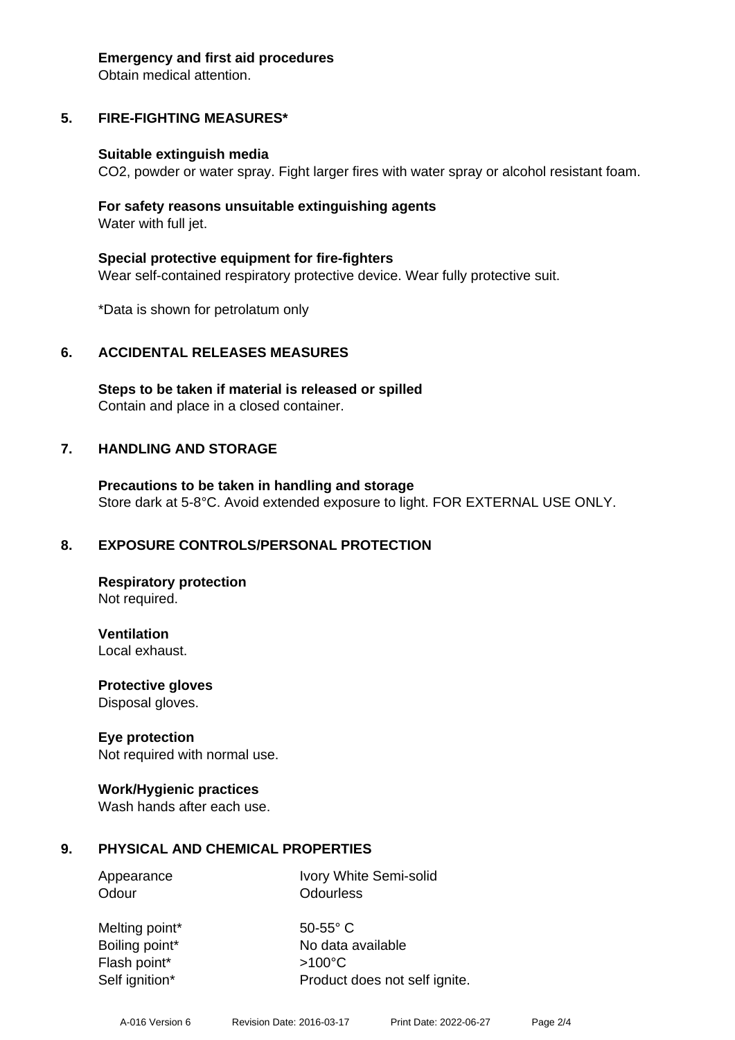**Emergency and first aid procedures**
Obtain medical attention.

## 5. FIRE-FIGHTING MEASURES*

**Suitable extinguish media**
$CO_2$, powder or water spray. Fight larger fires with water spray or alcohol resistant foam.

**For safety reasons unsuitable extinguishing agents**
Water with full jet.

**Special protective equipment for fire-fighters**
Wear self-contained respiratory protective device. Wear fully protective suit.

*Data is shown for petrolatum only

## 6. ACCIDENTAL RELEASES MEASURES

**Steps to be taken if material is released or spilled**
Contain and place in a closed container.

## 7. HANDLING AND STORAGE

**Precautions to be taken in handling and storage**
Store dark at 5-8°C. Avoid extended exposure to light. FOR EXTERNAL USE ONLY.

## 8. EXPOSURE CONTROLS/PERSONAL PROTECTION

**Respiratory protection**
Not required.

**Ventilation**
Local exhaust.

**Protective gloves**
Disposal gloves.

**Eye protection**
Not required with normal use.

**Work/Hygienic practices**
Wash hands after each use.

## 9. PHYSICAL AND CHEMICAL PROPERTIES

| | |
|---|---|
| Appearance | Ivory White Semi-solid |
| Odour | Odourless |
| Melting point* | 50-55° C |
| Boiling point* | No data available |
| Flash point* | >100°C |
| Self ignition* | Product does not self ignite. |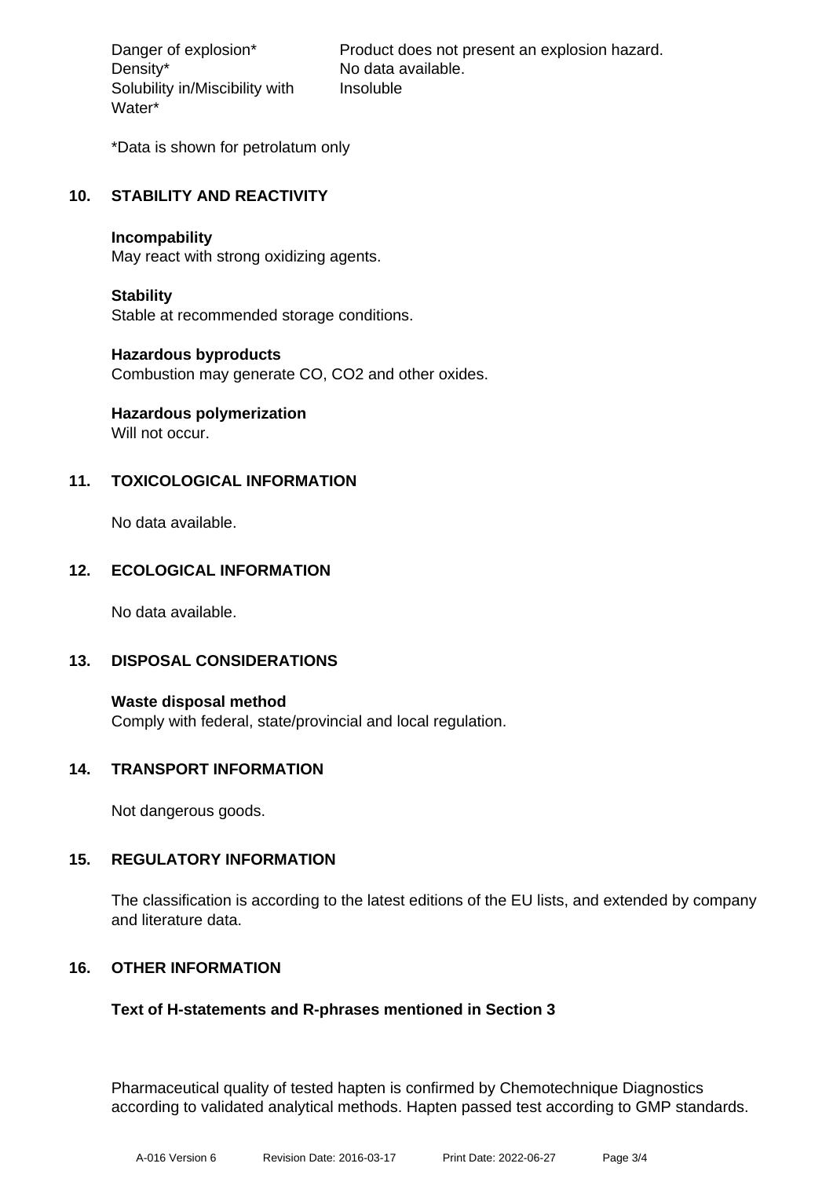| | |
|---|---|
| Danger of explosion* | Product does not present an explosion hazard. |
| Density* | No data available. |
| Solubility in/Miscibility with Water* | Insoluble |

*Data is shown for petrolatum only

## 10. STABILITY AND REACTIVITY

**Incompability**
May react with strong oxidizing agents.

**Stability**
Stable at recommended storage conditions.

**Hazardous byproducts**
Combustion may generate CO, $CO_2$ and other oxides.

**Hazardous polymerization**
Will not occur.

## 11. TOXICOLOGICAL INFORMATION

No data available.

## 12. ECOLOGICAL INFORMATION

No data available.

## 13. DISPOSAL CONSIDERATIONS

**Waste disposal method**
Comply with federal, state/provincial and local regulation.

## 14. TRANSPORT INFORMATION

Not dangerous goods.

## 15. REGULATORY INFORMATION

The classification is according to the latest editions of the EU lists, and extended by company and literature data.

## 16. OTHER INFORMATION

**Text of H-statements and R-phrases mentioned in Section 3**

Pharmaceutical quality of tested hapten is confirmed by Chemotechnique Diagnostics according to validated analytical methods. Hapten passed test according to GMP standards.

A-016 Version 6 Revision Date: 2016-03-17 Print Date: 2022-06-27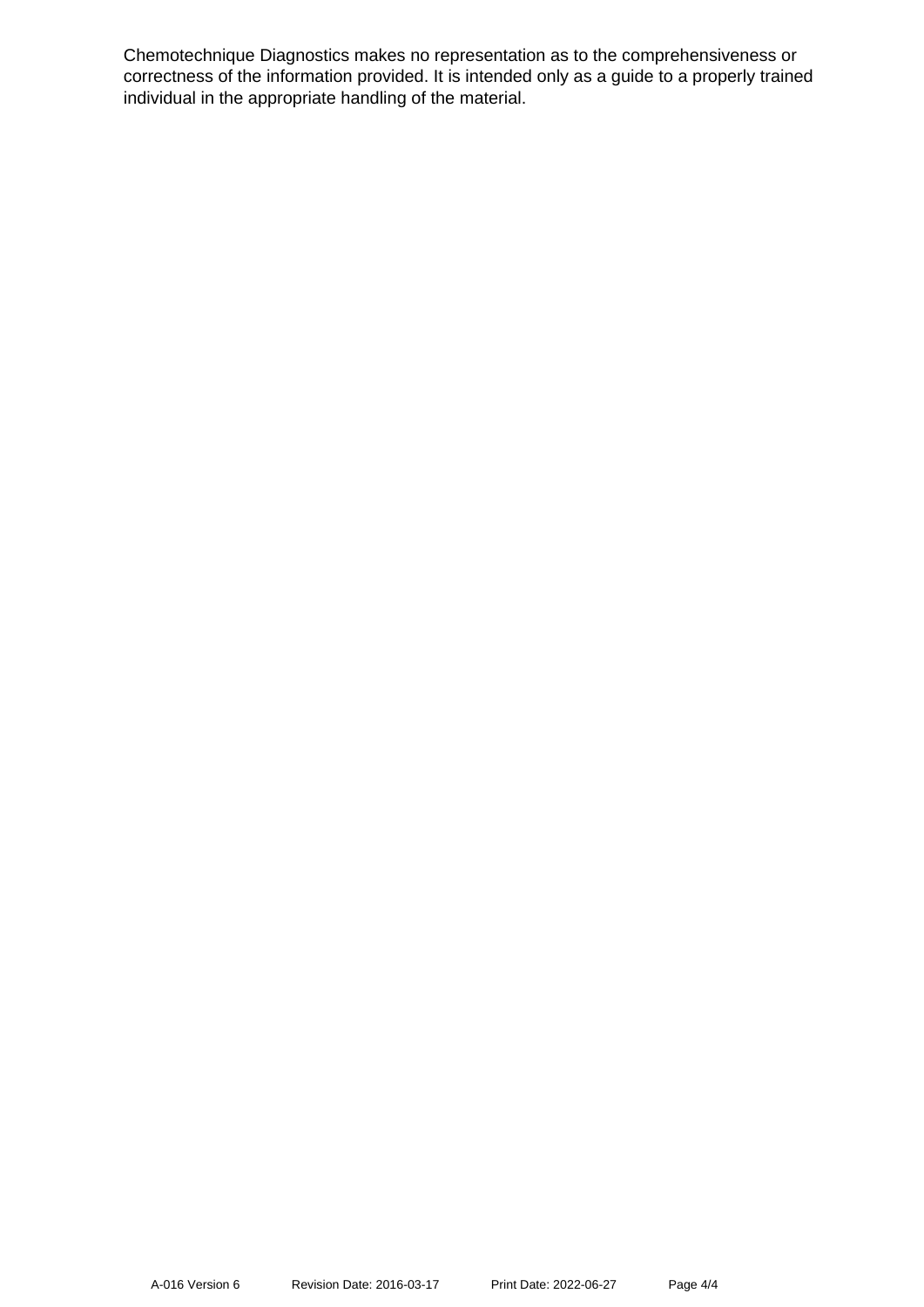Chemotechnique Diagnostics makes no representation as to the comprehensiveness or correctness of the information provided. It is intended only as a guide to a properly trained individual in the appropriate handling of the material.